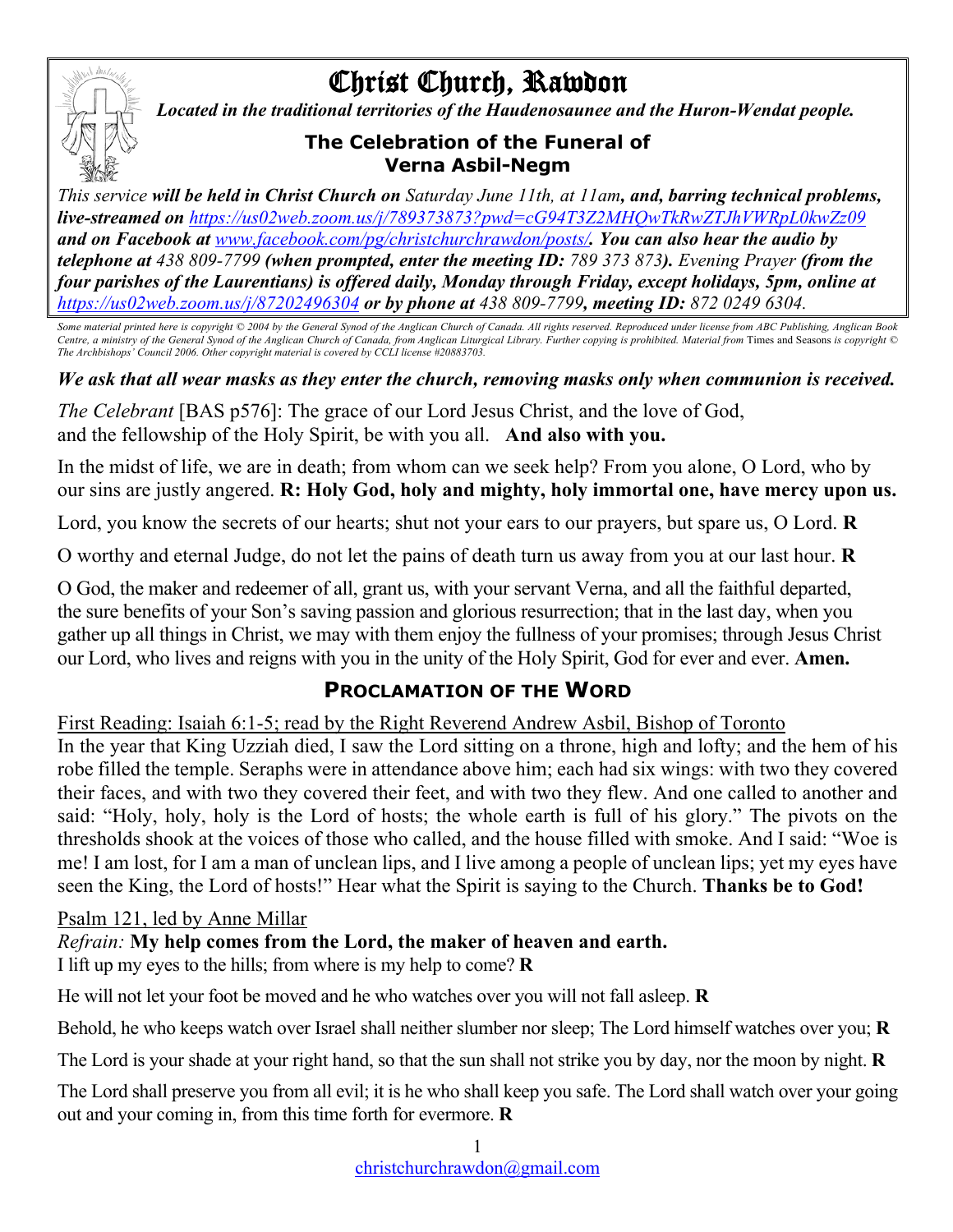# Christ Church, Rawdon

***Located in the traditional territories of the Haudenosaunee and the Huron-Wendat people.***

## The Celebration of the Funeral of Verna Asbil-Negm

*This service* ***will be held in Christ Church on*** *Saturday June 11th, at 11am****, and, barring technical problems, live-streamed on*** *https://us02web.zoom.us/j/789373873?pwd=cG94T3Z2MHQwTkRwZTJhVWRpL0kwZz09* ***and on Facebook at*** *www.facebook.com/pg/christchurchrawdon/posts/****. You can also hear the audio by telephone at*** *438 809-7799* ***(when prompted, enter the meeting ID:*** *789 373 873****).*** *Evening Prayer* ***(from the four parishes of the Laurentians) is offered daily, Monday through Friday, except holidays, 5pm, online at*** *https://us02web.zoom.us/j/87202496304* ***or by phone at*** *438 809-7799****, meeting ID:*** *872 0249 6304.*

*Some material printed here is copyright © 2004 by the General Synod of the Anglican Church of Canada. All rights reserved. Reproduced under license from ABC Publishing, Anglican Book Centre, a ministry of the General Synod of the Anglican Church of Canada, from Anglican Liturgical Library. Further copying is prohibited. Material from* Times and Seasons *is copyright © The Archbishops' Council 2006. Other copyright material is covered by CCLI license #20883703.*

***We ask that all wear masks as they enter the church, removing masks only when communion is received.***

*The Celebrant* [BAS p576]: The grace of our Lord Jesus Christ, and the love of God, and the fellowship of the Holy Spirit, be with you all. **And also with you.**

In the midst of life, we are in death; from whom can we seek help? From you alone, O Lord, who by our sins are justly angered. **R: Holy God, holy and mighty, holy immortal one, have mercy upon us.**

Lord, you know the secrets of our hearts; shut not your ears to our prayers, but spare us, O Lord. **R**

O worthy and eternal Judge, do not let the pains of death turn us away from you at our last hour. **R**

O God, the maker and redeemer of all, grant us, with your servant Verna, and all the faithful departed, the sure benefits of your Son's saving passion and glorious resurrection; that in the last day, when you gather up all things in Christ, we may with them enjoy the fullness of your promises; through Jesus Christ our Lord, who lives and reigns with you in the unity of the Holy Spirit, God for ever and ever. **Amen.**

## Proclamation of the Word

First Reading: Isaiah 6:1-5; read by the Right Reverend Andrew Asbil, Bishop of Toronto

In the year that King Uzziah died, I saw the Lord sitting on a throne, high and lofty; and the hem of his robe filled the temple. Seraphs were in attendance above him; each had six wings: with two they covered their faces, and with two they covered their feet, and with two they flew. And one called to another and said: "Holy, holy, holy is the Lord of hosts; the whole earth is full of his glory." The pivots on the thresholds shook at the voices of those who called, and the house filled with smoke. And I said: "Woe is me! I am lost, for I am a man of unclean lips, and I live among a people of unclean lips; yet my eyes have seen the King, the Lord of hosts!" Hear what the Spirit is saying to the Church. **Thanks be to God!**

Psalm 121, led by Anne Millar

*Refrain:* **My help comes from the Lord, the maker of heaven and earth.**

I lift up my eyes to the hills; from where is my help to come? **R**

He will not let your foot be moved and he who watches over you will not fall asleep. **R**

Behold, he who keeps watch over Israel shall neither slumber nor sleep; The Lord himself watches over you; **R**

The Lord is your shade at your right hand, so that the sun shall not strike you by day, nor the moon by night. **R**

The Lord shall preserve you from all evil; it is he who shall keep you safe. The Lord shall watch over your going out and your coming in, from this time forth for evermore. **R**

christchurchrawdon@gmail.com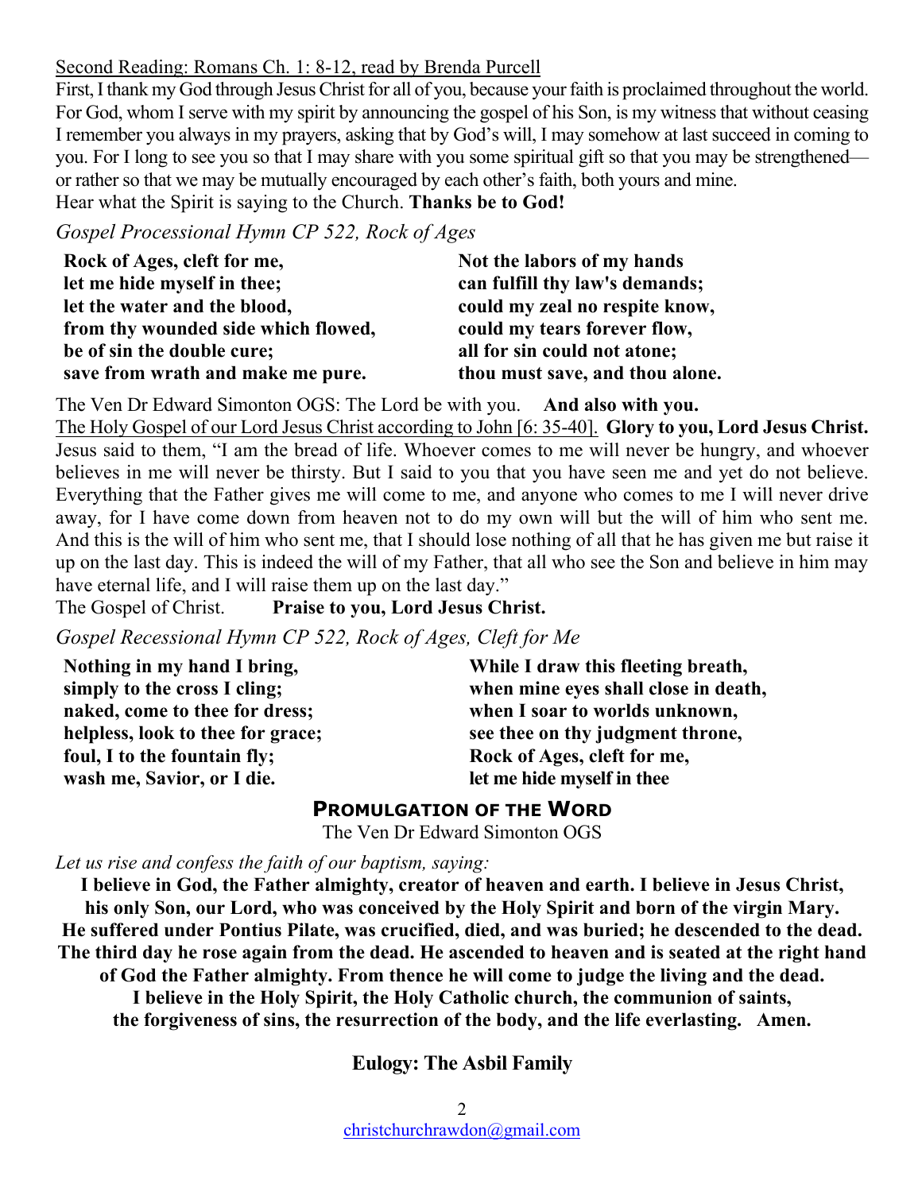Second Reading: Romans Ch. 1: 8-12, read by Brenda Purcell

First, I thank my God through Jesus Christ for all of you, because your faith is proclaimed throughout the world. For God, whom I serve with my spirit by announcing the gospel of his Son, is my witness that without ceasing I remember you always in my prayers, asking that by God's will, I may somehow at last succeed in coming to you. For I long to see you so that I may share with you some spiritual gift so that you may be strengthened—or rather so that we may be mutually encouraged by each other's faith, both yours and mine.
Hear what the Spirit is saying to the Church. **Thanks be to God!**

*Gospel Processional Hymn CP 522, Rock of Ages*

**Rock of Ages, cleft for me,
let me hide myself in thee;
let the water and the blood,
from thy wounded side which flowed,
be of sin the double cure;
save from wrath and make me pure.**

**Not the labors of my hands
can fulfill thy law's demands;
could my zeal no respite know,
could my tears forever flow,
all for sin could not atone;
thou must save, and thou alone.**

The Ven Dr Edward Simonton OGS: The Lord be with you. **And also with you.**

The Holy Gospel of our Lord Jesus Christ according to John [6: 35-40]. **Glory to you, Lord Jesus Christ.**

Jesus said to them, "I am the bread of life. Whoever comes to me will never be hungry, and whoever believes in me will never be thirsty. But I said to you that you have seen me and yet do not believe. Everything that the Father gives me will come to me, and anyone who comes to me I will never drive away, for I have come down from heaven not to do my own will but the will of him who sent me. And this is the will of him who sent me, that I should lose nothing of all that he has given me but raise it up on the last day. This is indeed the will of my Father, that all who see the Son and believe in him may have eternal life, and I will raise them up on the last day."

The Gospel of Christ. **Praise to you, Lord Jesus Christ.**

*Gospel Recessional Hymn CP 522, Rock of Ages, Cleft for Me*

**Nothing in my hand I bring,
simply to the cross I cling;
naked, come to thee for dress;
helpless, look to thee for grace;
foul, I to the fountain fly;
wash me, Savior, or I die.**

**While I draw this fleeting breath,
when mine eyes shall close in death,
when I soar to worlds unknown,
see thee on thy judgment throne,
Rock of Ages, cleft for me,
let me hide myself in thee**

## PROMULGATION OF THE WORD

The Ven Dr Edward Simonton OGS

*Let us rise and confess the faith of our baptism, saying:*

**I believe in God, the Father almighty, creator of heaven and earth. I believe in Jesus Christ, his only Son, our Lord, who was conceived by the Holy Spirit and born of the virgin Mary. He suffered under Pontius Pilate, was crucified, died, and was buried; he descended to the dead. The third day he rose again from the dead. He ascended to heaven and is seated at the right hand of God the Father almighty. From thence he will come to judge the living and the dead. I believe in the Holy Spirit, the Holy Catholic church, the communion of saints, the forgiveness of sins, the resurrection of the body, and the life everlasting. Amen.**

**Eulogy: The Asbil Family**

christchurchrawdon@gmail.com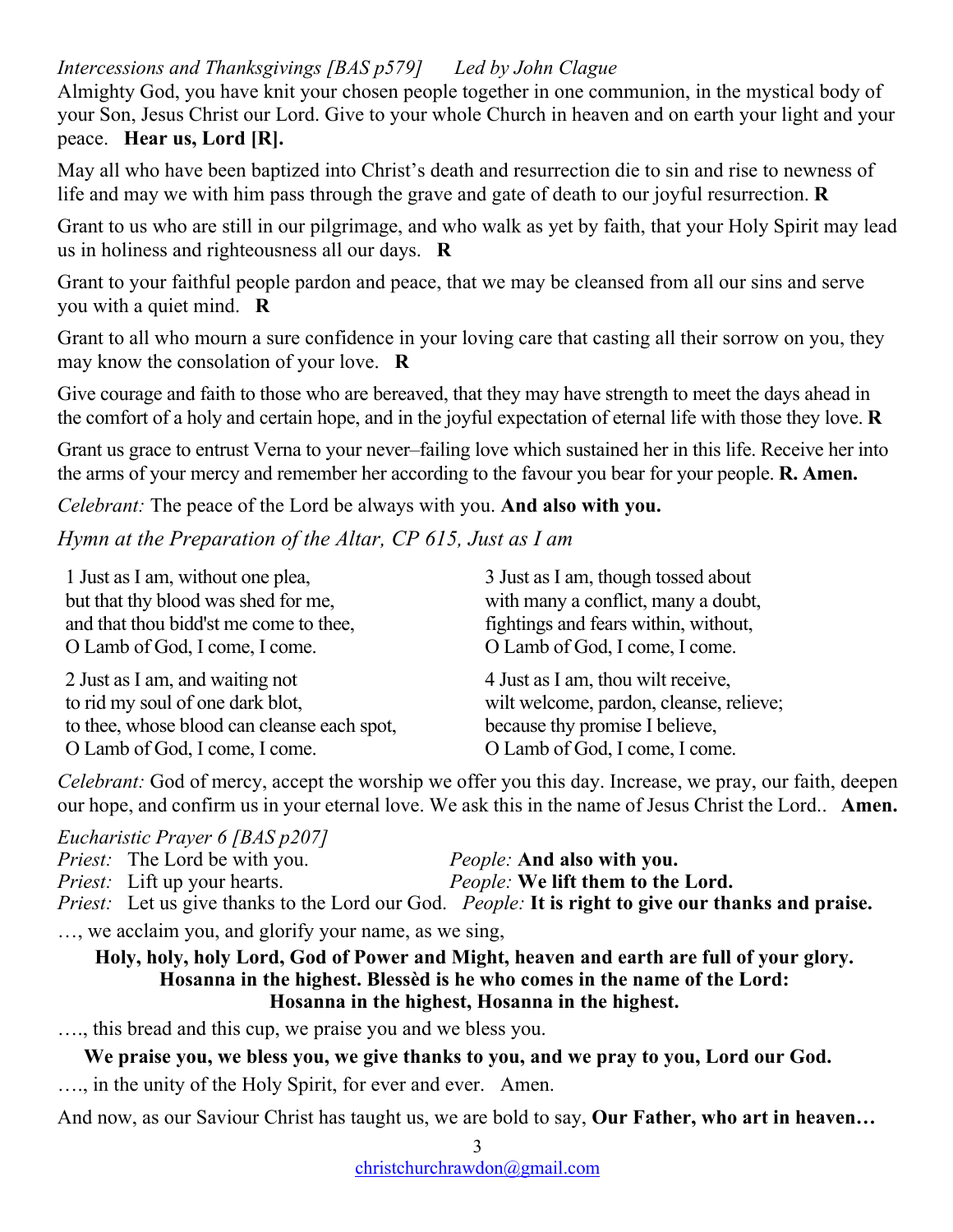*Intercessions and Thanksgivings [BAS p579]      Led by John Clague*

Almighty God, you have knit your chosen people together in one communion, in the mystical body of your Son, Jesus Christ our Lord. Give to your whole Church in heaven and on earth your light and your peace.   **Hear us, Lord [R].**

May all who have been baptized into Christ's death and resurrection die to sin and rise to newness of life and may we with him pass through the grave and gate of death to our joyful resurrection. **R**

Grant to us who are still in our pilgrimage, and who walk as yet by faith, that your Holy Spirit may lead us in holiness and righteousness all our days.   **R**

Grant to your faithful people pardon and peace, that we may be cleansed from all our sins and serve you with a quiet mind.   **R**

Grant to all who mourn a sure confidence in your loving care that casting all their sorrow on you, they may know the consolation of your love.   **R**

Give courage and faith to those who are bereaved, that they may have strength to meet the days ahead in the comfort of a holy and certain hope, and in the joyful expectation of eternal life with those they love. **R**

Grant us grace to entrust Verna to your never–failing love which sustained her in this life. Receive her into the arms of your mercy and remember her according to the favour you bear for your people. **R. Amen.**

*Celebrant:* The peace of the Lord be always with you. **And also with you.**

*Hymn at the Preparation of the Altar, CP 615, Just as I am*

1 Just as I am, without one plea,
but that thy blood was shed for me,
and that thou bidd'st me come to thee,
O Lamb of God, I come, I come.

2 Just as I am, and waiting not
to rid my soul of one dark blot,
to thee, whose blood can cleanse each spot,
O Lamb of God, I come, I come.

3 Just as I am, though tossed about
with many a conflict, many a doubt,
fightings and fears within, without,
O Lamb of God, I come, I come.

4 Just as I am, thou wilt receive,
wilt welcome, pardon, cleanse, relieve;
because thy promise I believe,
O Lamb of God, I come, I come.

*Celebrant:* God of mercy, accept the worship we offer you this day. Increase, we pray, our faith, deepen our hope, and confirm us in your eternal love. We ask this in the name of Jesus Christ the Lord..   **Amen.**

*Eucharistic Prayer 6 [BAS p207]*

*Priest:* The Lord be with you.   *People:* **And also with you.**
*Priest:* Lift up your hearts.   *People:* **We lift them to the Lord.**
*Priest:* Let us give thanks to the Lord our God.   *People:* **It is right to give our thanks and praise.**

…, we acclaim you, and glorify your name, as we sing,

**Holy, holy, holy Lord, God of Power and Might, heaven and earth are full of your glory.
Hosanna in the highest. Blessèd is he who comes in the name of the Lord:
Hosanna in the highest, Hosanna in the highest.**

…., this bread and this cup, we praise you and we bless you.

**We praise you, we bless you, we give thanks to you, and we pray to you, Lord our God.**

…., in the unity of the Holy Spirit, for ever and ever.   Amen.

And now, as our Saviour Christ has taught us, we are bold to say, **Our Father, who art in heaven…**

christchurchrawdon@gmail.com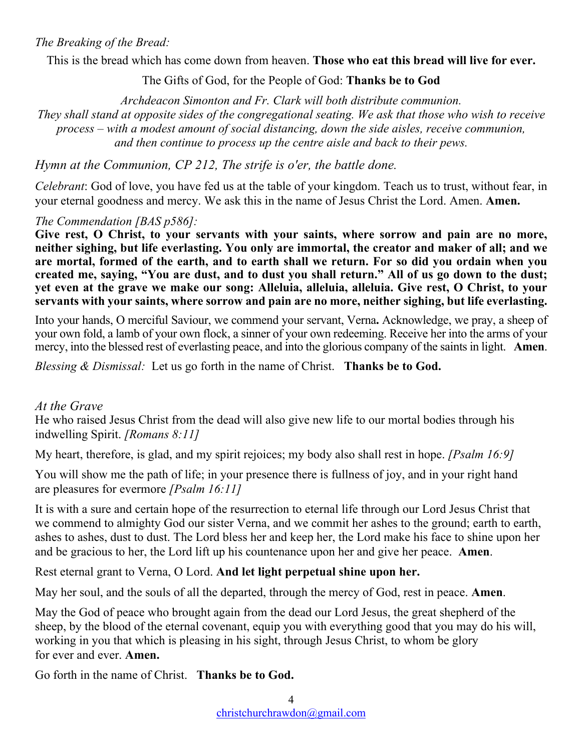*The Breaking of the Bread:*

This is the bread which has come down from heaven. **Those who eat this bread will live for ever.**

The Gifts of God, for the People of God: **Thanks be to God**

*Archdeacon Simonton and Fr. Clark will both distribute communion. They shall stand at opposite sides of the congregational seating. We ask that those who wish to receive process – with a modest amount of social distancing, down the side aisles, receive communion, and then continue to process up the centre aisle and back to their pews.*

*Hymn at the Communion, CP 212, The strife is o'er, the battle done.*

*Celebrant*: God of love, you have fed us at the table of your kingdom. Teach us to trust, without fear, in your eternal goodness and mercy. We ask this in the name of Jesus Christ the Lord. Amen. **Amen.**

*The Commendation [BAS p586]:*

**Give rest, O Christ, to your servants with your saints, where sorrow and pain are no more, neither sighing, but life everlasting. You only are immortal, the creator and maker of all; and we are mortal, formed of the earth, and to earth shall we return. For so did you ordain when you created me, saying, "You are dust, and to dust you shall return." All of us go down to the dust; yet even at the grave we make our song: Alleluia, alleluia, alleluia. Give rest, O Christ, to your servants with your saints, where sorrow and pain are no more, neither sighing, but life everlasting.**

Into your hands, O merciful Saviour, we commend your servant, Verna**.** Acknowledge, we pray, a sheep of your own fold, a lamb of your own flock, a sinner of your own redeeming. Receive her into the arms of your mercy, into the blessed rest of everlasting peace, and into the glorious company of the saints in light. **Amen**.

*Blessing & Dismissal:* Let us go forth in the name of Christ. **Thanks be to God.**

## *At the Grave*

He who raised Jesus Christ from the dead will also give new life to our mortal bodies through his indwelling Spirit. *[Romans 8:11]*

My heart, therefore, is glad, and my spirit rejoices; my body also shall rest in hope. *[Psalm 16:9]*

You will show me the path of life; in your presence there is fullness of joy, and in your right hand are pleasures for evermore *[Psalm 16:11]*

It is with a sure and certain hope of the resurrection to eternal life through our Lord Jesus Christ that we commend to almighty God our sister Verna, and we commit her ashes to the ground; earth to earth, ashes to ashes, dust to dust. The Lord bless her and keep her, the Lord make his face to shine upon her and be gracious to her, the Lord lift up his countenance upon her and give her peace. **Amen**.

Rest eternal grant to Verna, O Lord. **And let light perpetual shine upon her.**

May her soul, and the souls of all the departed, through the mercy of God, rest in peace. **Amen**.

May the God of peace who brought again from the dead our Lord Jesus, the great shepherd of the sheep, by the blood of the eternal covenant, equip you with everything good that you may do his will, working in you that which is pleasing in his sight, through Jesus Christ, to whom be glory for ever and ever. **Amen.**

Go forth in the name of Christ. **Thanks be to God.**

christchurchrawdon@gmail.com